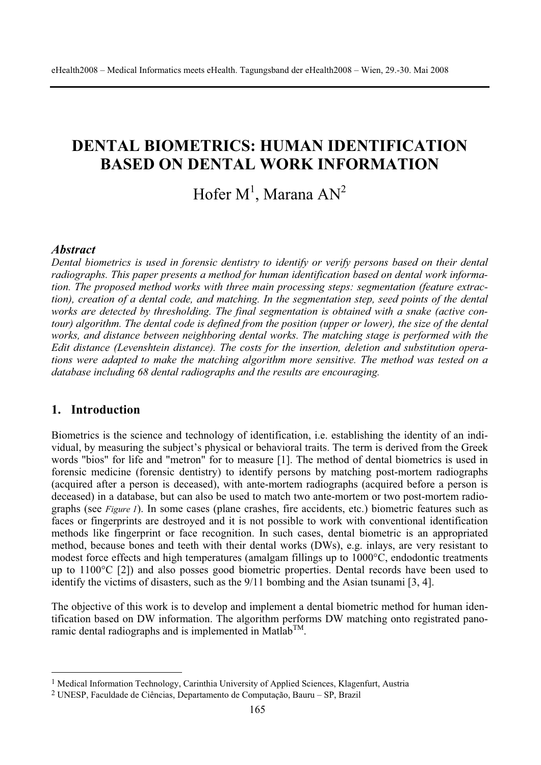# DENTAL BIOMETRICS: HUMAN IDENTIFICATION BASED ON DENTAL WORK INFORMATION

Hofer M[1], Marana AN[2]

### *Abstract*

*Dental biometrics is used in forensic dentistry to identify or verify persons based on their dental radiographs. This paper presents a method for human identification based on dental work information. The proposed method works with three main processing steps: segmentation (feature extraction), creation of a dental code, and matching. In the segmentation step, seed points of the dental works are detected by thresholding. The final segmentation is obtained with a snake (active contour) algorithm. The dental code is defined from the position (upper or lower), the size of the dental works, and distance between neighboring dental works. The matching stage is performed with the Edit distance (Levenshtein distance). The costs for the insertion, deletion and substitution operations were adapted to make the matching algorithm more sensitive. The method was tested on a database including 68 dental radiographs and the results are encouraging.*

## 1. Introduction

Biometrics is the science and technology of identification, i.e. establishing the identity of an individual, by measuring the subject's physical or behavioral traits. The term is derived from the Greek words "bios" for life and "metron" for to measure [1]. The method of dental biometrics is used in forensic medicine (forensic dentistry) to identify persons by matching post-mortem radiographs (acquired after a person is deceased), with ante-mortem radiographs (acquired before a person is deceased) in a database, but can also be used to match two ante-mortem or two post-mortem radiographs (see *Figure 1*). In some cases (plane crashes, fire accidents, etc.) biometric features such as faces or fingerprints are destroyed and it is not possible to work with conventional identification methods like fingerprint or face recognition. In such cases, dental biometric is an appropriated method, because bones and teeth with their dental works (DWs), e.g. inlays, are very resistant to modest force effects and high temperatures (amalgam fillings up to 1000°C, endodontic treatments up to 1100°C [2]) and also posses good biometric properties. Dental records have been used to identify the victims of disasters, such as the 9/11 bombing and the Asian tsunami [3, 4].

The objective of this work is to develop and implement a dental biometric method for human identification based on DW information. The algorithm performs DW matching onto registrated panoramic dental radiographs and is implemented in Matlab[TM].

---

[1] Medical Information Technology, Carinthia University of Applied Sciences, Klagenfurt, Austria

[2] UNESP, Faculdade de Ciências, Departamento de Computação, Bauru – SP, Brazil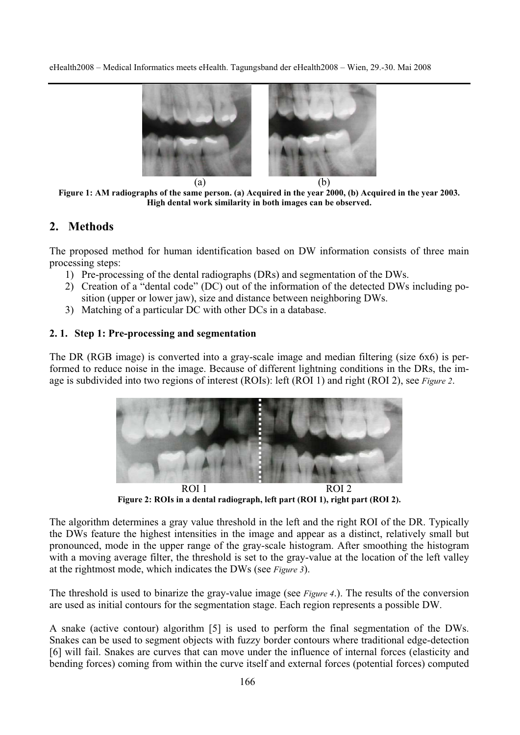(a) (b)

**Figure 1: AM radiographs of the same person. (a) Acquired in the year 2000, (b) Acquired in the year 2003. High dental work similarity in both images can be observed.**

## 2. Methods

The proposed method for human identification based on DW information consists of three main processing steps:

1) Pre-processing of the dental radiographs (DRs) and segmentation of the DWs.
2) Creation of a "dental code" (DC) out of the information of the detected DWs including position (upper or lower jaw), size and distance between neighboring DWs.
3) Matching of a particular DC with other DCs in a database.

### 2. 1. Step 1: Pre-processing and segmentation

The DR (RGB image) is converted into a gray-scale image and median filtering (size 6x6) is performed to reduce noise in the image. Because of different lightning conditions in the DRs, the image is subdivided into two regions of interest (ROIs): left (ROI 1) and right (ROI 2), see *Figure 2*.

ROI 1 ROI 2

**Figure 2: ROIs in a dental radiograph, left part (ROI 1), right part (ROI 2).**

The algorithm determines a gray value threshold in the left and the right ROI of the DR. Typically the DWs feature the highest intensities in the image and appear as a distinct, relatively small but pronounced, mode in the upper range of the gray-scale histogram. After smoothing the histogram with a moving average filter, the threshold is set to the gray-value at the location of the left valley at the rightmost mode, which indicates the DWs (see *Figure 3*).

The threshold is used to binarize the gray-value image (see *Figure 4*.). The results of the conversion are used as initial contours for the segmentation stage. Each region represents a possible DW.

A snake (active contour) algorithm [5] is used to perform the final segmentation of the DWs. Snakes can be used to segment objects with fuzzy border contours where traditional edge-detection [6] will fail. Snakes are curves that can move under the influence of internal forces (elasticity and bending forces) coming from within the curve itself and external forces (potential forces) computed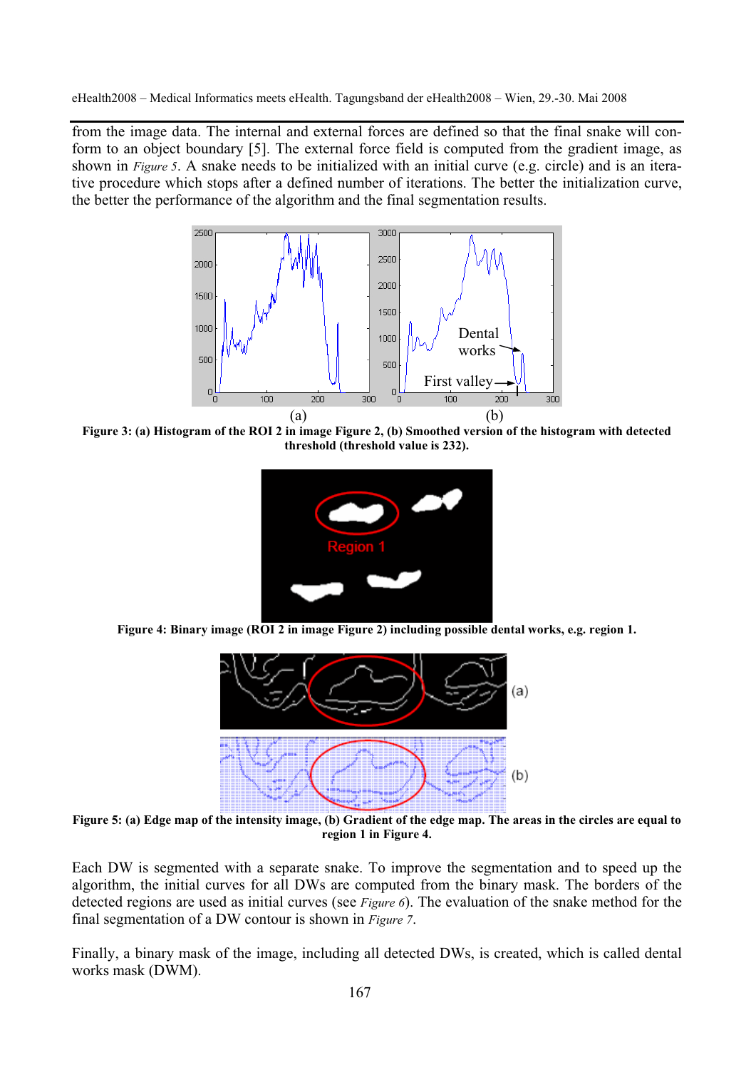from the image data. The internal and external forces are defined so that the final snake will conform to an object boundary [5]. The external force field is computed from the gradient image, as shown in *Figure 5*. A snake needs to be initialized with an initial curve (e.g. circle) and is an iterative procedure which stops after a defined number of iterations. The better the initialization curve, the better the performance of the algorithm and the final segmentation results.

**Figure 3: (a) Histogram of the ROI 2 in image Figure 2, (b) Smoothed version of the histogram with detected threshold (threshold value is 232).**

**Figure 4: Binary image (ROI 2 in image Figure 2) including possible dental works, e.g. region 1.**

**Figure 5: (a) Edge map of the intensity image, (b) Gradient of the edge map. The areas in the circles are equal to region 1 in Figure 4.**

Each DW is segmented with a separate snake. To improve the segmentation and to speed up the algorithm, the initial curves for all DWs are computed from the binary mask. The borders of the detected regions are used as initial curves (see *Figure 6*). The evaluation of the snake method for the final segmentation of a DW contour is shown in *Figure 7*.

Finally, a binary mask of the image, including all detected DWs, is created, which is called dental works mask (DWM).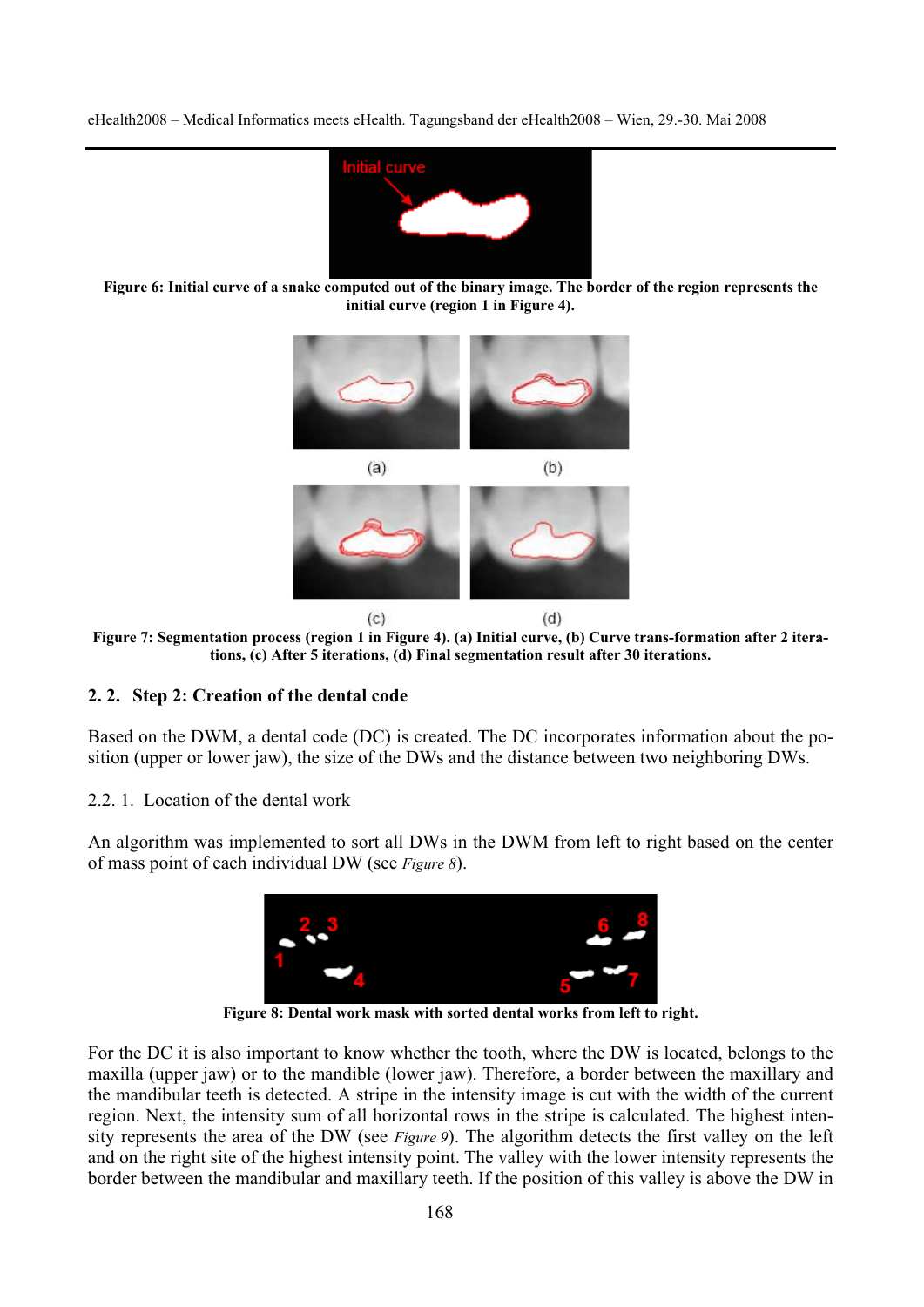**Figure 6: Initial curve of a snake computed out of the binary image. The border of the region represents the initial curve (region 1 in Figure 4).**

**Figure 7: Segmentation process (region 1 in Figure 4). (a) Initial curve, (b) Curve trans-formation after 2 iterations, (c) After 5 iterations, (d) Final segmentation result after 30 iterations.**

### 2. 2. Step 2: Creation of the dental code

Based on the DWM, a dental code (DC) is created. The DC incorporates information about the position (upper or lower jaw), the size of the DWs and the distance between two neighboring DWs.

2.2. 1. Location of the dental work

An algorithm was implemented to sort all DWs in the DWM from left to right based on the center of mass point of each individual DW (see *Figure 8*).

**Figure 8: Dental work mask with sorted dental works from left to right.**

For the DC it is also important to know whether the tooth, where the DW is located, belongs to the maxilla (upper jaw) or to the mandible (lower jaw). Therefore, a border between the maxillary and the mandibular teeth is detected. A stripe in the intensity image is cut with the width of the current region. Next, the intensity sum of all horizontal rows in the stripe is calculated. The highest intensity represents the area of the DW (see *Figure 9*). The algorithm detects the first valley on the left and on the right site of the highest intensity point. The valley with the lower intensity represents the border between the mandibular and maxillary teeth. If the position of this valley is above the DW in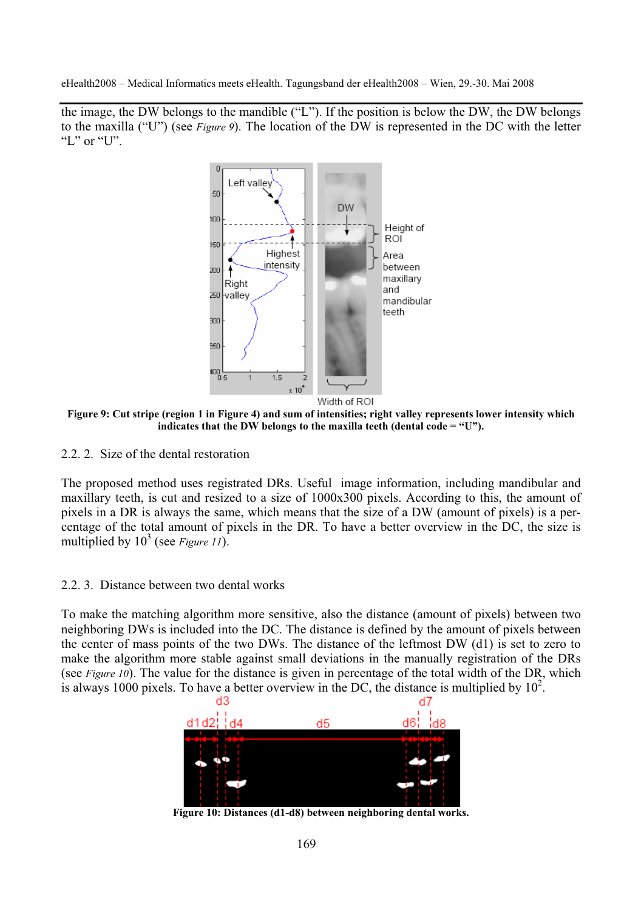the image, the DW belongs to the mandible ("L"). If the position is below the DW, the DW belongs to the maxilla ("U") (see *Figure 9*). The location of the DW is represented in the DC with the letter "L" or "U".

**Figure 9: Cut stripe (region 1 in Figure 4) and sum of intensities; right valley represents lower intensity which indicates that the DW belongs to the maxilla teeth (dental code = "U").**

### 2.2. 2. Size of the dental restoration

The proposed method uses registrated DRs. Useful image information, including mandibular and maxillary teeth, is cut and resized to a size of 1000x300 pixels. According to this, the amount of pixels in a DR is always the same, which means that the size of a DW (amount of pixels) is a percentage of the total amount of pixels in the DR. To have a better overview in the DC, the size is multiplied by $10^3$ (see *Figure 11*).

### 2.2. 3. Distance between two dental works

To make the matching algorithm more sensitive, also the distance (amount of pixels) between two neighboring DWs is included into the DC. The distance is defined by the amount of pixels between the center of mass points of the two DWs. The distance of the leftmost DW (d1) is set to zero to make the algorithm more stable against small deviations in the manually registration of the DRs (see *Figure 10*). The value for the distance is given in percentage of the total width of the DR, which is always 1000 pixels. To have a better overview in the DC, the distance is multiplied by $10^2$.

**Figure 10: Distances (d1-d8) between neighboring dental works.**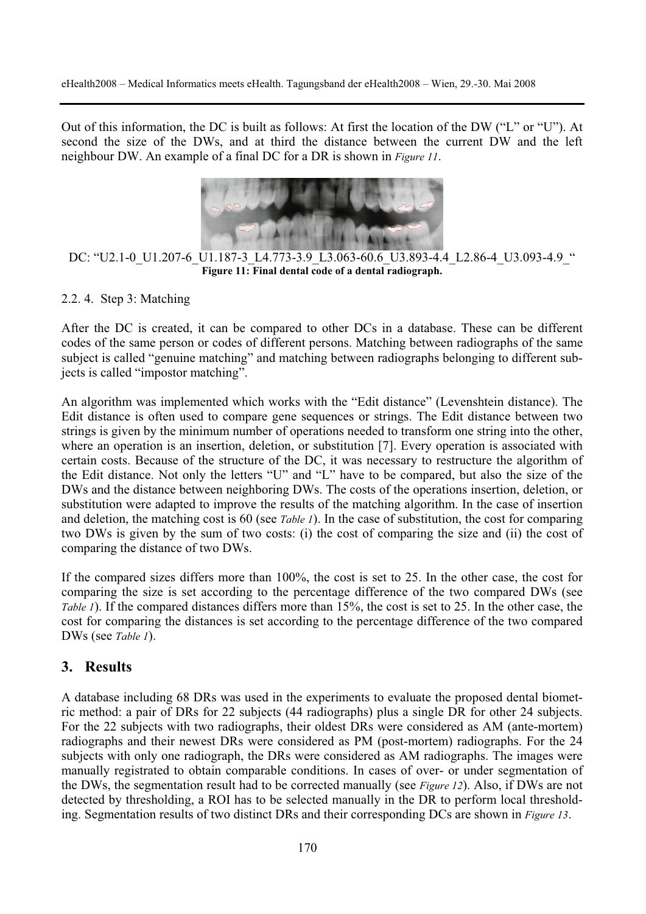Out of this information, the DC is built as follows: At first the location of the DW ("L" or "U"). At second the size of the DWs, and at third the distance between the current DW and the left neighbour DW. An example of a final DC for a DR is shown in *Figure 11*.

DC: "U2.1-0_U1.207-6_U1.187-3_L4.773-3.9_L3.063-60.6_U3.893-4.4_L2.86-4_U3.093-4.9_"

**Figure 11: Final dental code of a dental radiograph.**

### 2.2. 4. Step 3: Matching

After the DC is created, it can be compared to other DCs in a database. These can be different codes of the same person or codes of different persons. Matching between radiographs of the same subject is called "genuine matching" and matching between radiographs belonging to different subjects is called "impostor matching".

An algorithm was implemented which works with the "Edit distance" (Levenshtein distance). The Edit distance is often used to compare gene sequences or strings. The Edit distance between two strings is given by the minimum number of operations needed to transform one string into the other, where an operation is an insertion, deletion, or substitution [7]. Every operation is associated with certain costs. Because of the structure of the DC, it was necessary to restructure the algorithm of the Edit distance. Not only the letters "U" and "L" have to be compared, but also the size of the DWs and the distance between neighboring DWs. The costs of the operations insertion, deletion, or substitution were adapted to improve the results of the matching algorithm. In the case of insertion and deletion, the matching cost is 60 (see *Table 1*). In the case of substitution, the cost for comparing two DWs is given by the sum of two costs: (i) the cost of comparing the size and (ii) the cost of comparing the distance of two DWs.

If the compared sizes differs more than 100%, the cost is set to 25. In the other case, the cost for comparing the size is set according to the percentage difference of the two compared DWs (see *Table 1*). If the compared distances differs more than 15%, the cost is set to 25. In the other case, the cost for comparing the distances is set according to the percentage difference of the two compared DWs (see *Table 1*).

## 3. Results

A database including 68 DRs was used in the experiments to evaluate the proposed dental biometric method: a pair of DRs for 22 subjects (44 radiographs) plus a single DR for other 24 subjects. For the 22 subjects with two radiographs, their oldest DRs were considered as AM (ante-mortem) radiographs and their newest DRs were considered as PM (post-mortem) radiographs. For the 24 subjects with only one radiograph, the DRs were considered as AM radiographs. The images were manually registrated to obtain comparable conditions. In cases of over- or under segmentation of the DWs, the segmentation result had to be corrected manually (see *Figure 12*). Also, if DWs are not detected by thresholding, a ROI has to be selected manually in the DR to perform local thresholding. Segmentation results of two distinct DRs and their corresponding DCs are shown in *Figure 13*.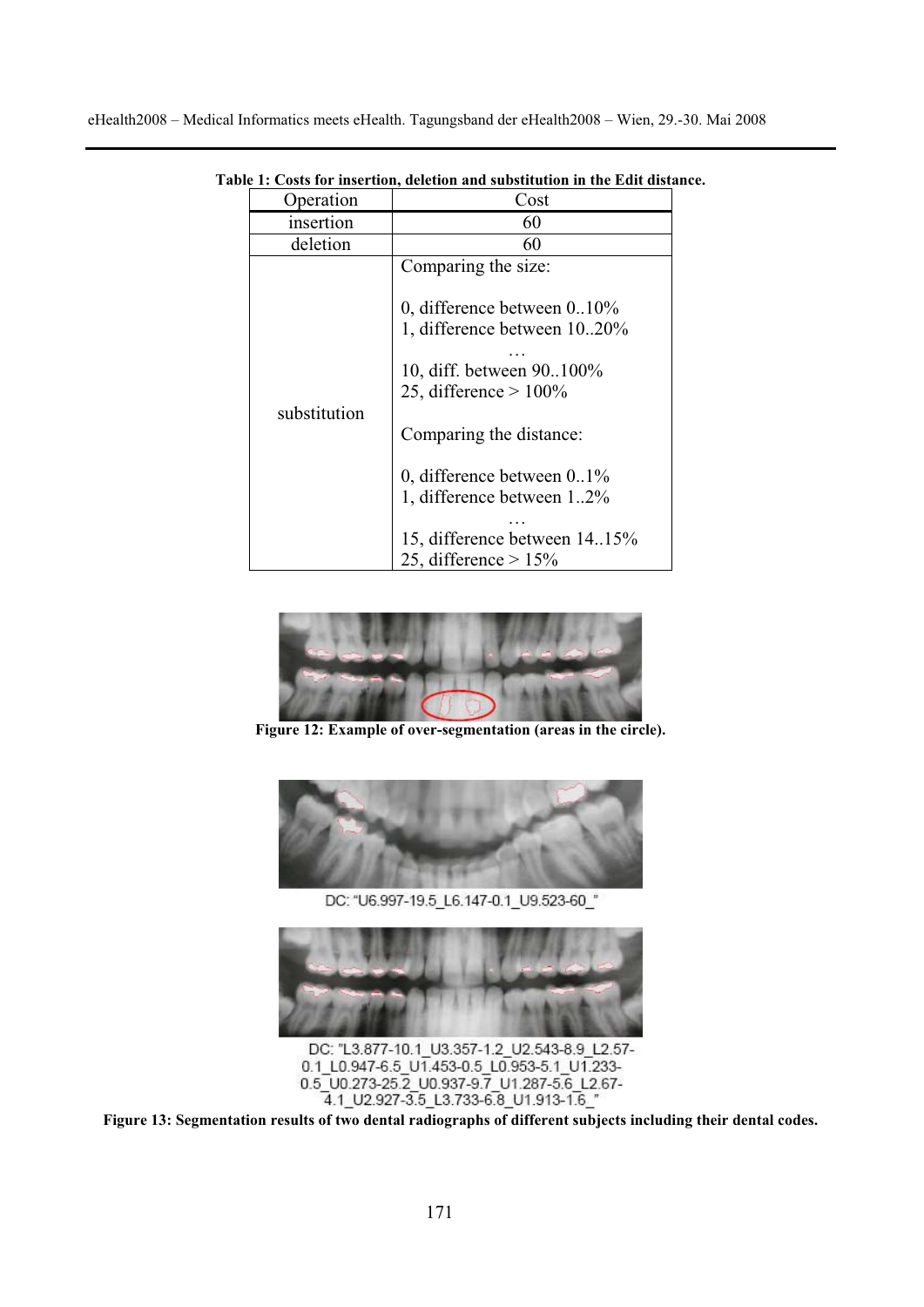**Table 1: Costs for insertion, deletion and substitution in the Edit distance.**

| Operation | Cost |
|---|---|
| insertion | 60 |
| deletion | 60 |
| substitution | Comparing the size:<br><br>0, difference between 0..10%<br>1, difference between 10..20%<br>…<br>10, diff. between 90..100%<br>25, difference > 100%<br><br>Comparing the distance:<br><br>0, difference between 0..1%<br>1, difference between 1..2%<br>…<br>15, difference between 14..15%<br>25, difference > 15% |

**Figure 12: Example of over-segmentation (areas in the circle).**

DC: "U6.997-19.5_L6.147-0.1_U9.523-60_"

DC: "L3.877-10.1_U3.357-1.2_U2.543-8.9_L2.57-0.1_L0.947-6.5_U1.453-0.5_L0.953-5.1_U1.233-0.5_U0.273-25.2_U0.937-9.7_U1.287-5.6_L2.67-4.1_U2.927-3.5_L3.733-6.8_U1.913-1.6_"

**Figure 13: Segmentation results of two dental radiographs of different subjects including their dental codes.**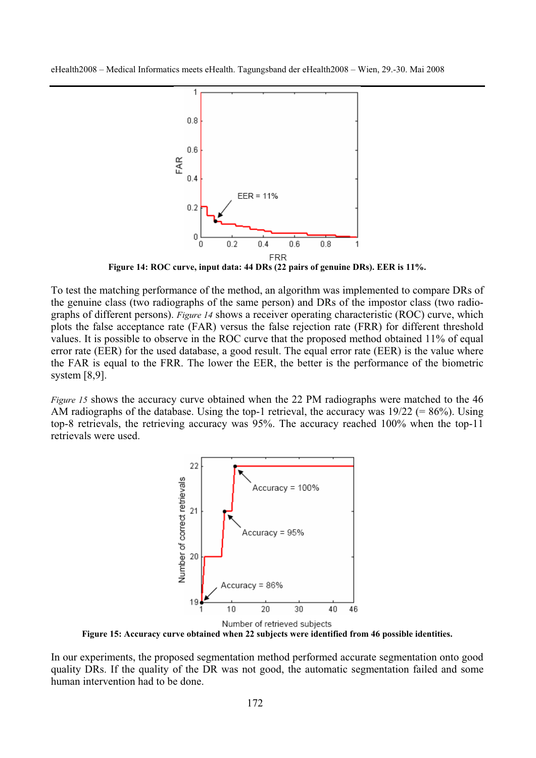Figure 14: ROC curve, input data: 44 DRs (22 pairs of genuine DRs). EER is 11%.

To test the matching performance of the method, an algorithm was implemented to compare DRs of the genuine class (two radiographs of the same person) and DRs of the impostor class (two radiographs of different persons). *Figure 14* shows a receiver operating characteristic (ROC) curve, which plots the false acceptance rate (FAR) versus the false rejection rate (FRR) for different threshold values. It is possible to observe in the ROC curve that the proposed method obtained 11% of equal error rate (EER) for the used database, a good result. The equal error rate (EER) is the value where the FAR is equal to the FRR. The lower the EER, the better is the performance of the biometric system [8,9].

*Figure 15* shows the accuracy curve obtained when the 22 PM radiographs were matched to the 46 AM radiographs of the database. Using the top-1 retrieval, the accuracy was 19/22 (= 86%). Using top-8 retrievals, the retrieving accuracy was 95%. The accuracy reached 100% when the top-11 retrievals were used.

Figure 15: Accuracy curve obtained when 22 subjects were identified from 46 possible identities.

In our experiments, the proposed segmentation method performed accurate segmentation onto good quality DRs. If the quality of the DR was not good, the automatic segmentation failed and some human intervention had to be done.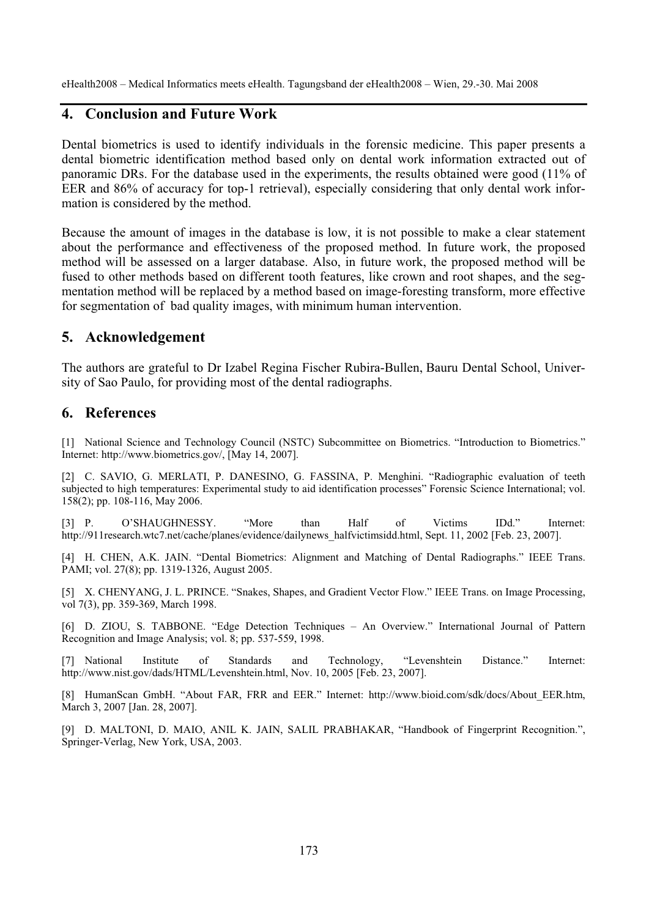## 4. Conclusion and Future Work

Dental biometrics is used to identify individuals in the forensic medicine. This paper presents a dental biometric identification method based only on dental work information extracted out of panoramic DRs. For the database used in the experiments, the results obtained were good (11% of EER and 86% of accuracy for top-1 retrieval), especially considering that only dental work information is considered by the method.

Because the amount of images in the database is low, it is not possible to make a clear statement about the performance and effectiveness of the proposed method. In future work, the proposed method will be assessed on a larger database. Also, in future work, the proposed method will be fused to other methods based on different tooth features, like crown and root shapes, and the segmentation method will be replaced by a method based on image-foresting transform, more effective for segmentation of bad quality images, with minimum human intervention.

## 5. Acknowledgement

The authors are grateful to Dr Izabel Regina Fischer Rubira-Bullen, Bauru Dental School, University of Sao Paulo, for providing most of the dental radiographs.

## 6. References

[1] National Science and Technology Council (NSTC) Subcommittee on Biometrics. "Introduction to Biometrics." Internet: http://www.biometrics.gov/, [May 14, 2007].

[2] C. SAVIO, G. MERLATI, P. DANESINO, G. FASSINA, P. Menghini. "Radiographic evaluation of teeth subjected to high temperatures: Experimental study to aid identification processes" Forensic Science International; vol. 158(2); pp. 108-116, May 2006.

[3] P. O'SHAUGHNESSY. "More than Half of Victims IDd." Internet: http://911research.wtc7.net/cache/planes/evidence/dailynews_halfvictimsidd.html, Sept. 11, 2002 [Feb. 23, 2007].

[4] H. CHEN, A.K. JAIN. "Dental Biometrics: Alignment and Matching of Dental Radiographs." IEEE Trans. PAMI; vol. 27(8); pp. 1319-1326, August 2005.

[5] X. CHENYANG, J. L. PRINCE. "Snakes, Shapes, and Gradient Vector Flow." IEEE Trans. on Image Processing, vol 7(3), pp. 359-369, March 1998.

[6] D. ZIOU, S. TABBONE. "Edge Detection Techniques – An Overview." International Journal of Pattern Recognition and Image Analysis; vol. 8; pp. 537-559, 1998.

[7] National Institute of Standards and Technology, "Levenshtein Distance." Internet: http://www.nist.gov/dads/HTML/Levenshtein.html, Nov. 10, 2005 [Feb. 23, 2007].

[8] HumanScan GmbH. "About FAR, FRR and EER." Internet: http://www.bioid.com/sdk/docs/About_EER.htm, March 3, 2007 [Jan. 28, 2007].

[9] D. MALTONI, D. MAIO, ANIL K. JAIN, SALIL PRABHAKAR, "Handbook of Fingerprint Recognition.", Springer-Verlag, New York, USA, 2003.